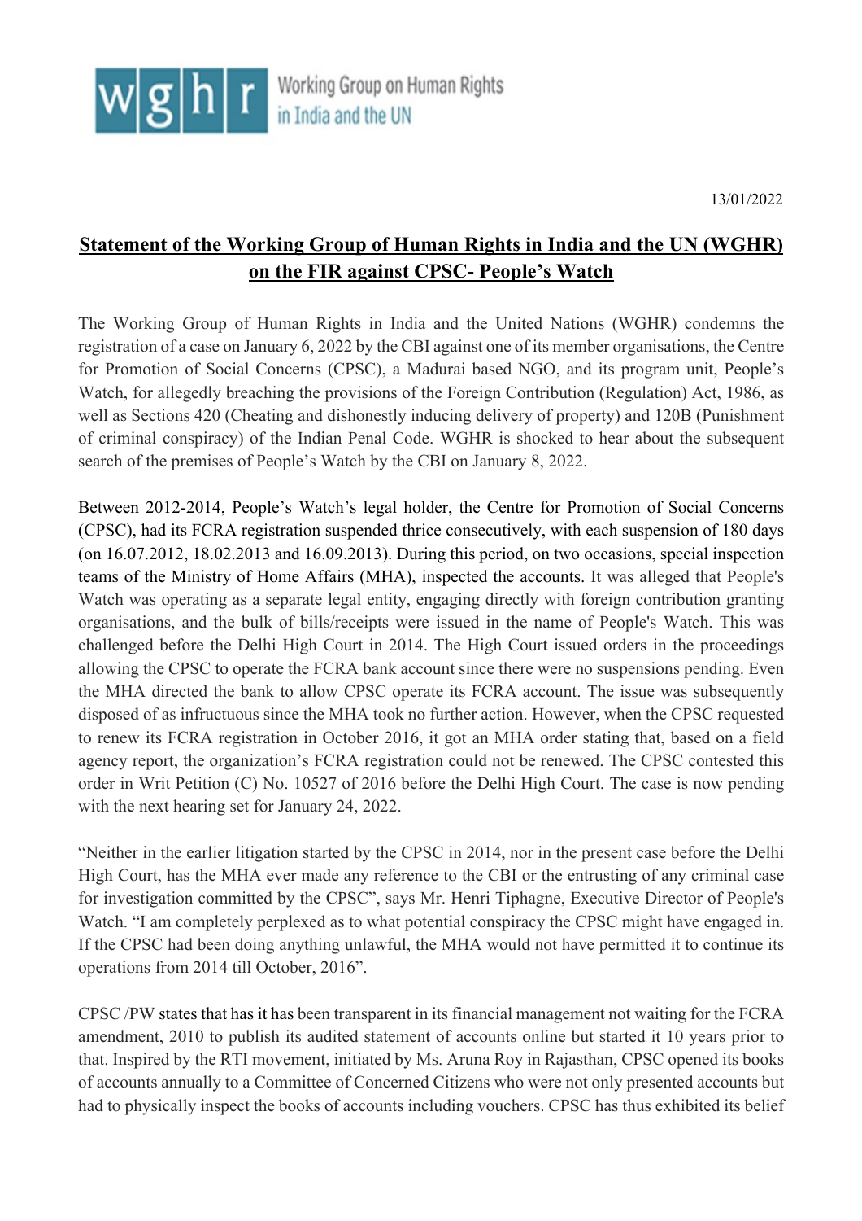**wghr** Working Group on Human Rights in India and the UN

13/01/2022

# Statement of the Working Group of Human Rights in India and the UN (WGHR) on the FIR against CPSC- People's Watch

The Working Group of Human Rights in India and the United Nations (WGHR) condemns the registration of a case on January 6, 2022 by the CBI against one of its member organisations, the Centre for Promotion of Social Concerns (CPSC), a Madurai based NGO, and its program unit, People's Watch, for allegedly breaching the provisions of the Foreign Contribution (Regulation) Act, 1986, as well as Sections 420 (Cheating and dishonestly inducing delivery of property) and 120B (Punishment of criminal conspiracy) of the Indian Penal Code. WGHR is shocked to hear about the subsequent search of the premises of People's Watch by the CBI on January 8, 2022.

Between 2012-2014, People's Watch's legal holder, the Centre for Promotion of Social Concerns (CPSC), had its FCRA registration suspended thrice consecutively, with each suspension of 180 days (on 16.07.2012, 18.02.2013 and 16.09.2013). During this period, on two occasions, special inspection teams of the Ministry of Home Affairs (MHA), inspected the accounts. It was alleged that People's Watch was operating as a separate legal entity, engaging directly with foreign contribution granting organisations, and the bulk of bills/receipts were issued in the name of People's Watch. This was challenged before the Delhi High Court in 2014. The High Court issued orders in the proceedings allowing the CPSC to operate the FCRA bank account since there were no suspensions pending. Even the MHA directed the bank to allow CPSC operate its FCRA account. The issue was subsequently disposed of as infructuous since the MHA took no further action. However, when the CPSC requested to renew its FCRA registration in October 2016, it got an MHA order stating that, based on a field agency report, the organization's FCRA registration could not be renewed. The CPSC contested this order in Writ Petition (C) No. 10527 of 2016 before the Delhi High Court. The case is now pending with the next hearing set for January 24, 2022.

"Neither in the earlier litigation started by the CPSC in 2014, nor in the present case before the Delhi High Court, has the MHA ever made any reference to the CBI or the entrusting of any criminal case for investigation committed by the CPSC", says Mr. Henri Tiphagne, Executive Director of People's Watch. "I am completely perplexed as to what potential conspiracy the CPSC might have engaged in. If the CPSC had been doing anything unlawful, the MHA would not have permitted it to continue its operations from 2014 till October, 2016".

CPSC /PW states that has it has been transparent in its financial management not waiting for the FCRA amendment, 2010 to publish its audited statement of accounts online but started it 10 years prior to that. Inspired by the RTI movement, initiated by Ms. Aruna Roy in Rajasthan, CPSC opened its books of accounts annually to a Committee of Concerned Citizens who were not only presented accounts but had to physically inspect the books of accounts including vouchers. CPSC has thus exhibited its belief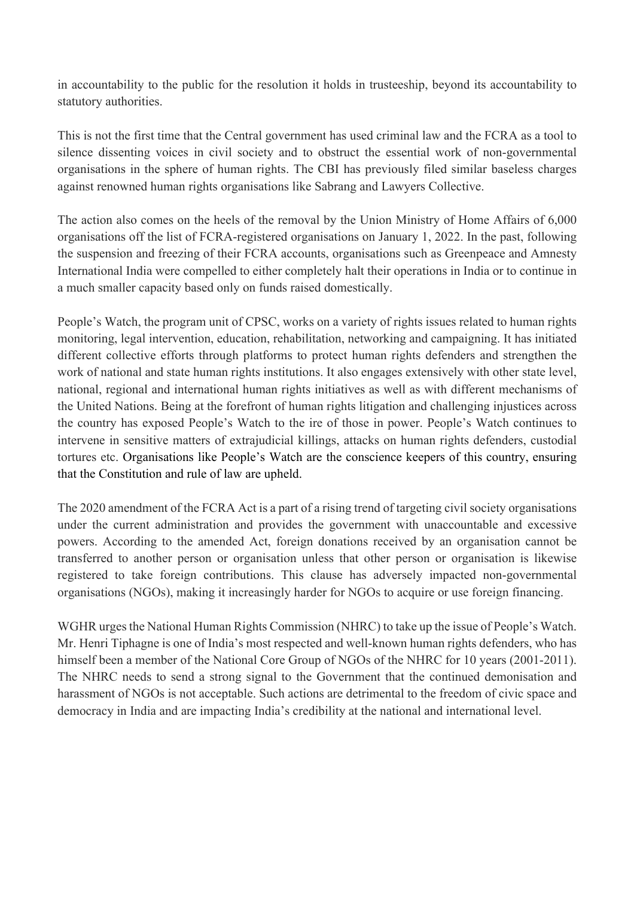in accountability to the public for the resolution it holds in trusteeship, beyond its accountability to statutory authorities.

This is not the first time that the Central government has used criminal law and the FCRA as a tool to silence dissenting voices in civil society and to obstruct the essential work of non-governmental organisations in the sphere of human rights. The CBI has previously filed similar baseless charges against renowned human rights organisations like Sabrang and Lawyers Collective.

The action also comes on the heels of the removal by the Union Ministry of Home Affairs of 6,000 organisations off the list of FCRA-registered organisations on January 1, 2022. In the past, following the suspension and freezing of their FCRA accounts, organisations such as Greenpeace and Amnesty International India were compelled to either completely halt their operations in India or to continue in a much smaller capacity based only on funds raised domestically.

People's Watch, the program unit of CPSC, works on a variety of rights issues related to human rights monitoring, legal intervention, education, rehabilitation, networking and campaigning. It has initiated different collective efforts through platforms to protect human rights defenders and strengthen the work of national and state human rights institutions. It also engages extensively with other state level, national, regional and international human rights initiatives as well as with different mechanisms of the United Nations. Being at the forefront of human rights litigation and challenging injustices across the country has exposed People's Watch to the ire of those in power. People's Watch continues to intervene in sensitive matters of extrajudicial killings, attacks on human rights defenders, custodial tortures etc. Organisations like People's Watch are the conscience keepers of this country, ensuring that the Constitution and rule of law are upheld.

The 2020 amendment of the FCRA Act is a part of a rising trend of targeting civil society organisations under the current administration and provides the government with unaccountable and excessive powers. According to the amended Act, foreign donations received by an organisation cannot be transferred to another person or organisation unless that other person or organisation is likewise registered to take foreign contributions. This clause has adversely impacted non-governmental organisations (NGOs), making it increasingly harder for NGOs to acquire or use foreign financing.

WGHR urges the National Human Rights Commission (NHRC) to take up the issue of People's Watch. Mr. Henri Tiphagne is one of India's most respected and well-known human rights defenders, who has himself been a member of the National Core Group of NGOs of the NHRC for 10 years (2001-2011). The NHRC needs to send a strong signal to the Government that the continued demonisation and harassment of NGOs is not acceptable. Such actions are detrimental to the freedom of civic space and democracy in India and are impacting India's credibility at the national and international level.